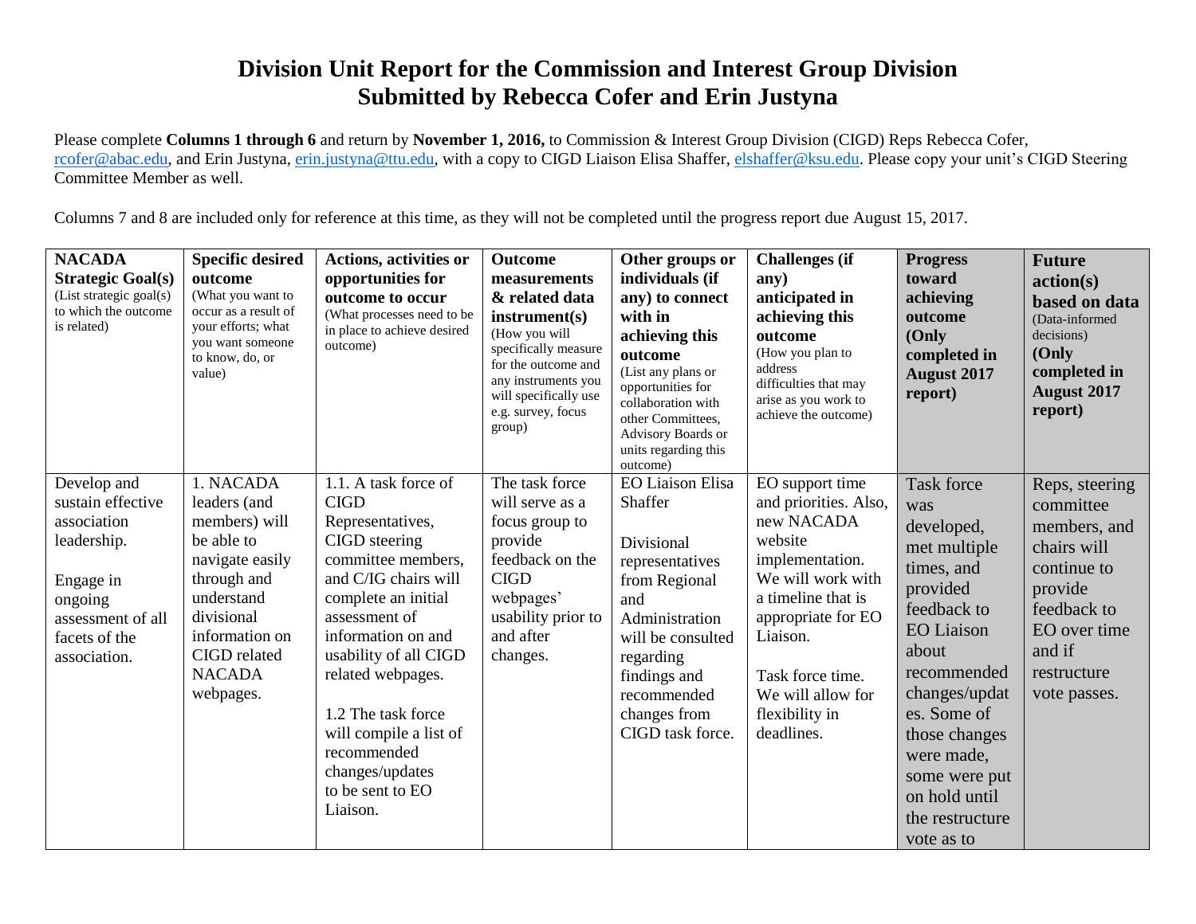# Division Unit Report for the Commission and Interest Group Division
## Submitted by Rebecca Cofer and Erin Justyna

Please complete **Columns 1 through 6** and return by **November 1, 2016,** to Commission & Interest Group Division (CIGD) Reps Rebecca Cofer, rcofer@abac.edu, and Erin Justyna, erin.justyna@ttu.edu, with a copy to CIGD Liaison Elisa Shaffer, elshaffer@ksu.edu. Please copy your unit's CIGD Steering Committee Member as well.

Columns 7 and 8 are included only for reference at this time, as they will not be completed until the progress report due August 15, 2017.

| **NACADA Strategic Goal(s)** (List strategic goal(s) to which the outcome is related) | **Specific desired outcome** (What you want to occur as a result of your efforts; what you want someone to know, do, or value) | **Actions, activities or opportunities for outcome to occur** (What processes need to be in place to achieve desired outcome) | **Outcome measurements & related data instrument(s)** (How you will specifically measure for the outcome and any instruments you will specifically use e.g. survey, focus group) | **Other groups or individuals (if any) to connect with in achieving this outcome** (List any plans or opportunities for collaboration with other Committees, Advisory Boards or units regarding this outcome) | **Challenges (if any) anticipated in achieving this outcome** (How you plan to address difficulties that may arise as you work to achieve the outcome) | **Progress toward achieving outcome (Only completed in August 2017 report)** | **Future action(s) based on data** (Data-informed decisions) **(Only completed in August 2017 report)** |
|---|---|---|---|---|---|---|---|
| Develop and sustain effective association leadership.<br><br>Engage in ongoing assessment of all facets of the association. | 1. NACADA leaders (and members) will be able to navigate easily through and understand divisional information on CIGD related NACADA webpages. | 1.1. A task force of CIGD Representatives, CIGD steering committee members, and C/IG chairs will complete an initial assessment of information on and usability of all CIGD related webpages.<br><br>1.2 The task force will compile a list of recommended changes/updates to be sent to EO Liaison. | The task force will serve as a focus group to provide feedback on the CIGD webpages' usability prior to and after changes. | EO Liaison Elisa Shaffer<br><br>Divisional representatives from Regional and Administration will be consulted regarding findings and recommended changes from CIGD task force. | EO support time and priorities. Also, new NACADA website implementation. We will work with a timeline that is appropriate for EO Liaison.<br><br>Task force time. We will allow for flexibility in deadlines. | Task force was developed, met multiple times, and provided feedback to EO Liaison about recommended changes/updates. Some of those changes were made, some were put on hold until the restructure vote as to | Reps, steering committee members, and chairs will continue to provide feedback to EO over time and if restructure vote passes. |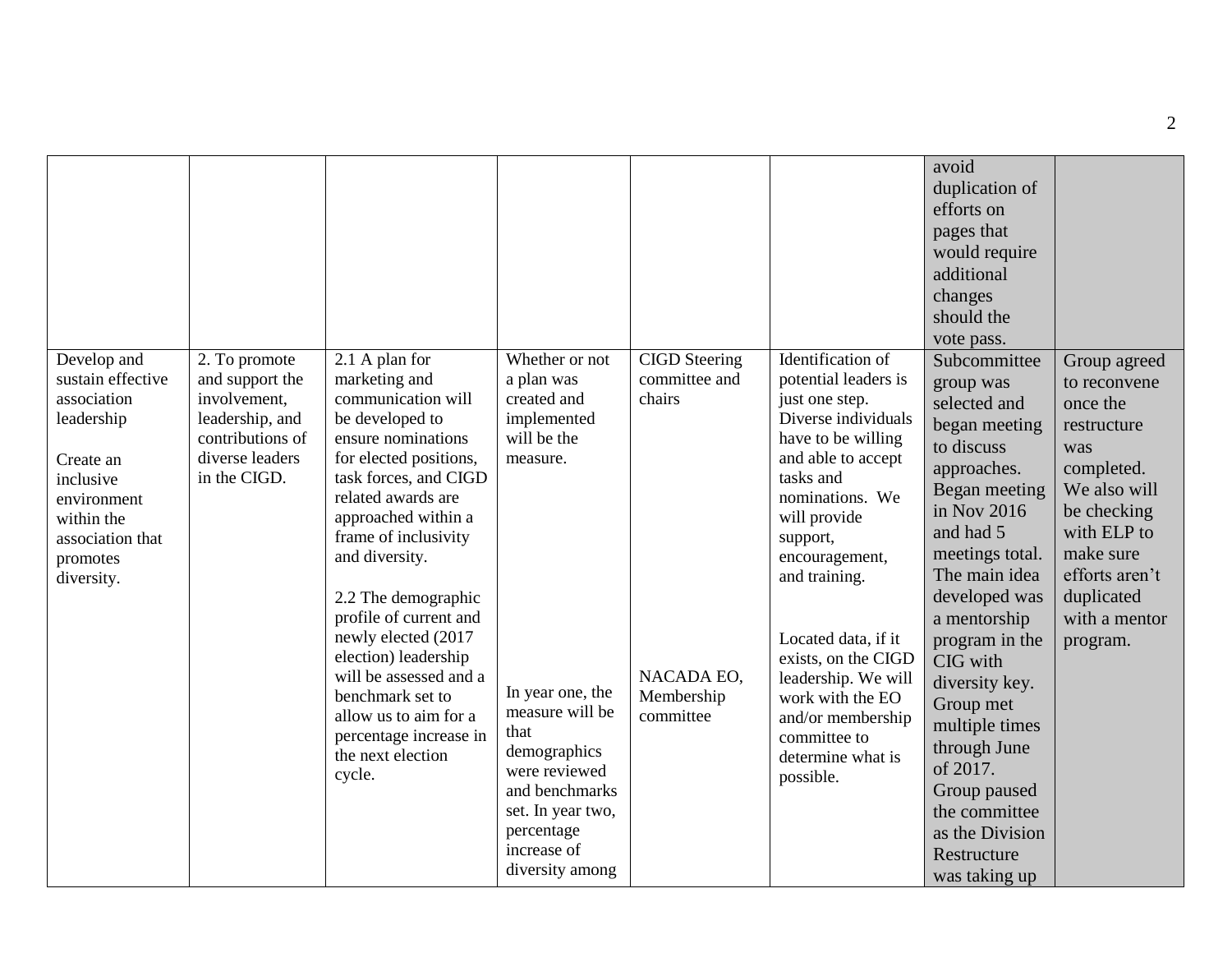| | | | | | | | |
|---|---|---|---|---|---|---|---|
| | | | | | | avoid duplication of efforts on pages that would require additional changes should the vote pass. | |
| Develop and sustain effective association leadership<br><br>Create an inclusive environment within the association that promotes diversity. | 2. To promote and support the involvement, leadership, and contributions of diverse leaders in the CIGD. | 2.1 A plan for marketing and communication will be developed to ensure nominations for elected positions, task forces, and CIGD related awards are approached within a frame of inclusivity and diversity.<br><br>2.2 The demographic profile of current and newly elected (2017 election) leadership will be assessed and a benchmark set to allow us to aim for a percentage increase in the next election cycle. | Whether or not a plan was created and implemented will be the measure.<br><br>In year one, the measure will be that demographics were reviewed and benchmarks set. In year two, percentage increase of diversity among | CIGD Steering committee and chairs<br><br>NACADA EO, Membership committee | Identification of potential leaders is just one step. Diverse individuals have to be willing and able to accept tasks and nominations. We will provide support, encouragement, and training.<br><br>Located data, if it exists, on the CIGD leadership. We will work with the EO and/or membership committee to determine what is possible. | Subcommittee group was selected and began meeting to discuss approaches. Began meeting in Nov 2016 and had 5 meetings total. The main idea developed was a mentorship program in the CIG with diversity key. Group met multiple times through June of 2017. Group paused the committee as the Division Restructure was taking up | Group agreed to reconvene once the restructure was completed. We also will be checking with ELP to make sure efforts aren't duplicated with a mentor program. |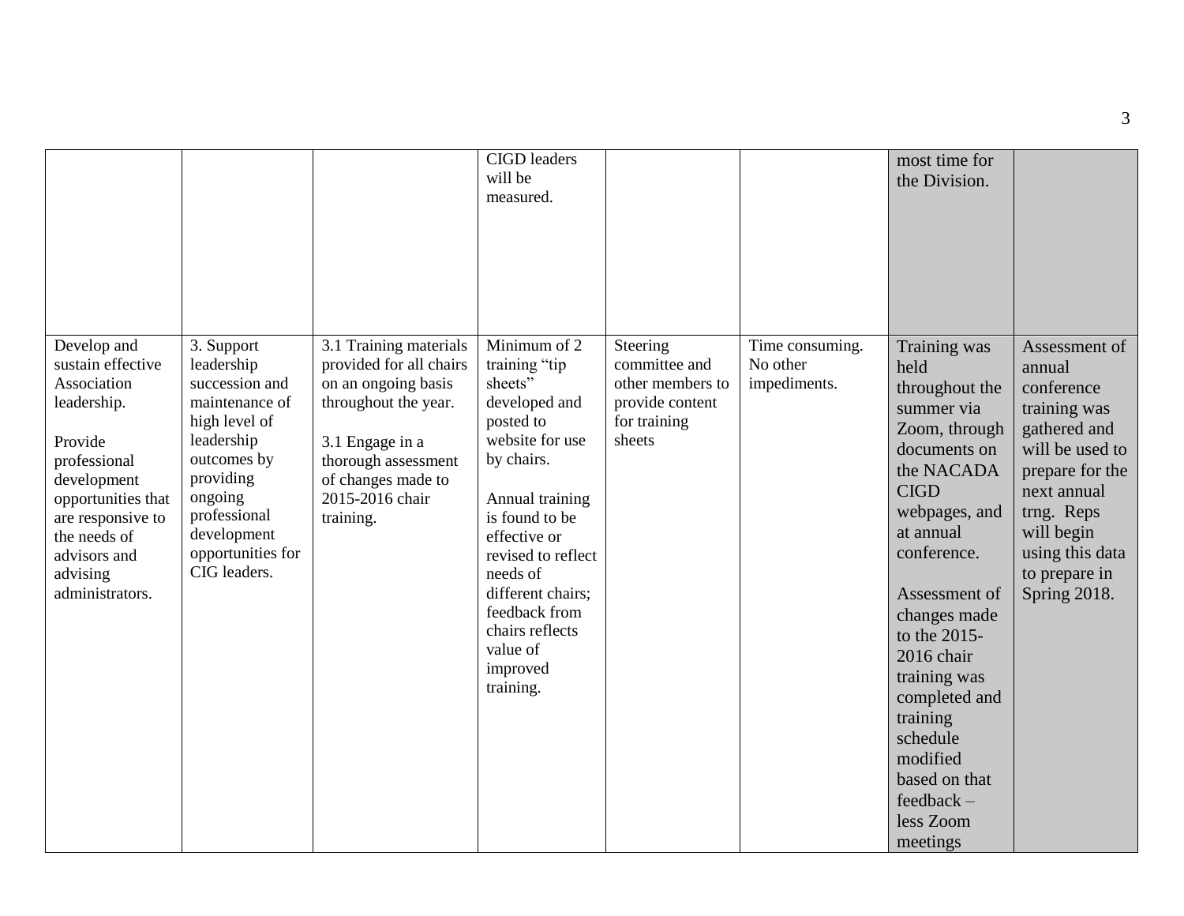| | | | | | | | |
|---|---|---|---|---|---|---|---|
| | | | CIGD leaders will be measured. | | | most time for the Division. | |
| Develop and sustain effective Association leadership.<br><br>Provide professional development opportunities that are responsive to the needs of advisors and advising administrators. | 3. Support leadership succession and maintenance of high level of leadership outcomes by providing ongoing professional development opportunities for CIG leaders. | 3.1 Training materials provided for all chairs on an ongoing basis throughout the year.<br><br>3.1 Engage in a thorough assessment of changes made to 2015-2016 chair training. | Minimum of 2 training "tip sheets" developed and posted to website for use by chairs.<br><br>Annual training is found to be effective or revised to reflect needs of different chairs; feedback from chairs reflects value of improved training. | Steering committee and other members to provide content for training sheets | Time consuming. No other impediments. | Training was held throughout the summer via Zoom, through documents on the NACADA CIGD webpages, and at annual conference.<br><br>Assessment of changes made to the 2015-2016 chair training was completed and training schedule modified based on that feedback – less Zoom meetings | Assessment of annual conference training was gathered and will be used to prepare for the next annual trng. Reps will begin using this data to prepare in Spring 2018. |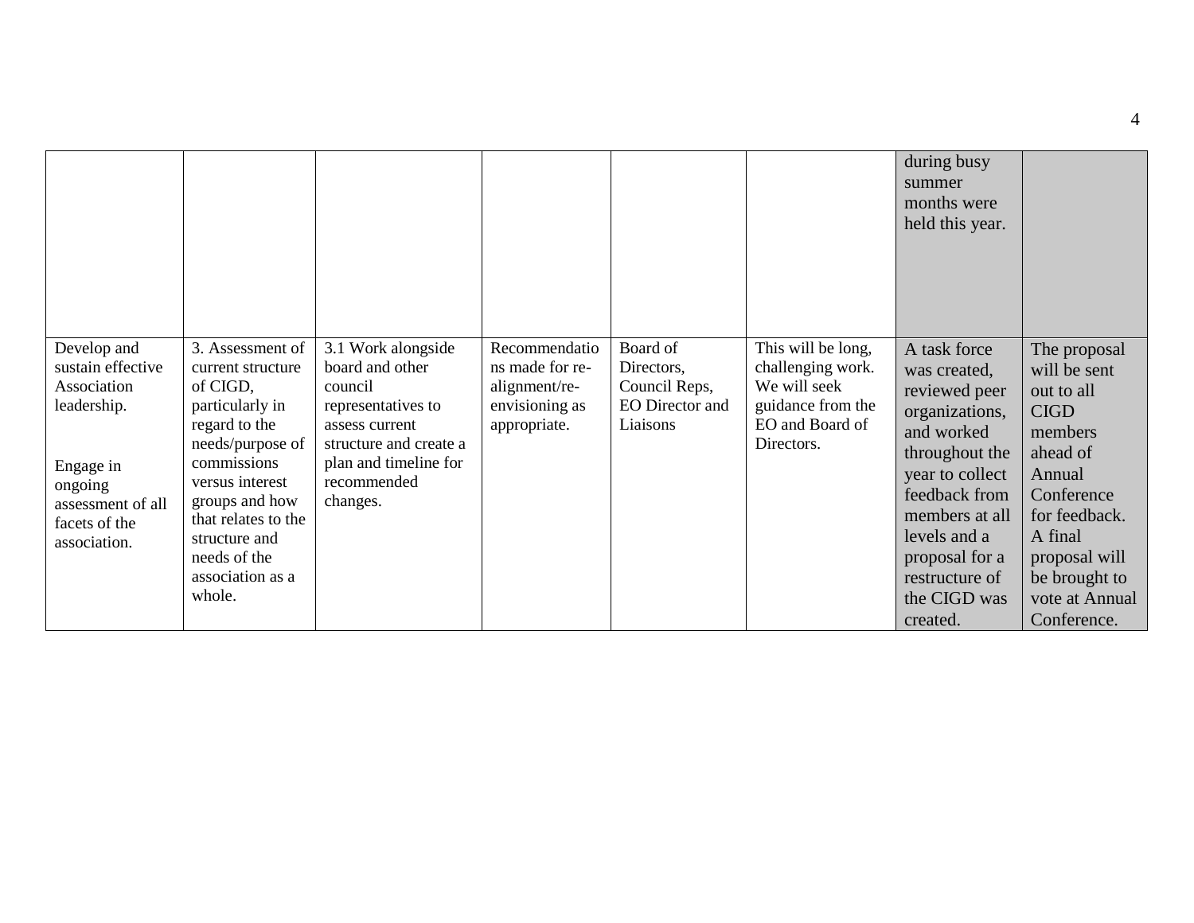| | | | | | | | |
|---|---|---|---|---|---|---|---|
| | | | | | | during busy summer months were held this year. | |
| Develop and sustain effective Association leadership.<br><br>Engage in ongoing assessment of all facets of the association. | 3. Assessment of current structure of CIGD, particularly in regard to the needs/purpose of commissions versus interest groups and how that relates to the structure and needs of the association as a whole. | 3.1 Work alongside board and other council representatives to assess current structure and create a plan and timeline for recommended changes. | Recommendations made for re-alignment/re-envisioning as appropriate. | Board of Directors, Council Reps, EO Director and Liaisons | This will be long, challenging work. We will seek guidance from the EO and Board of Directors. | A task force was created, reviewed peer organizations, and worked throughout the year to collect feedback from members at all levels and a proposal for a restructure of the CIGD was created. | The proposal will be sent out to all CIGD members ahead of Annual Conference for feedback. A final proposal will be brought to vote at Annual Conference. |